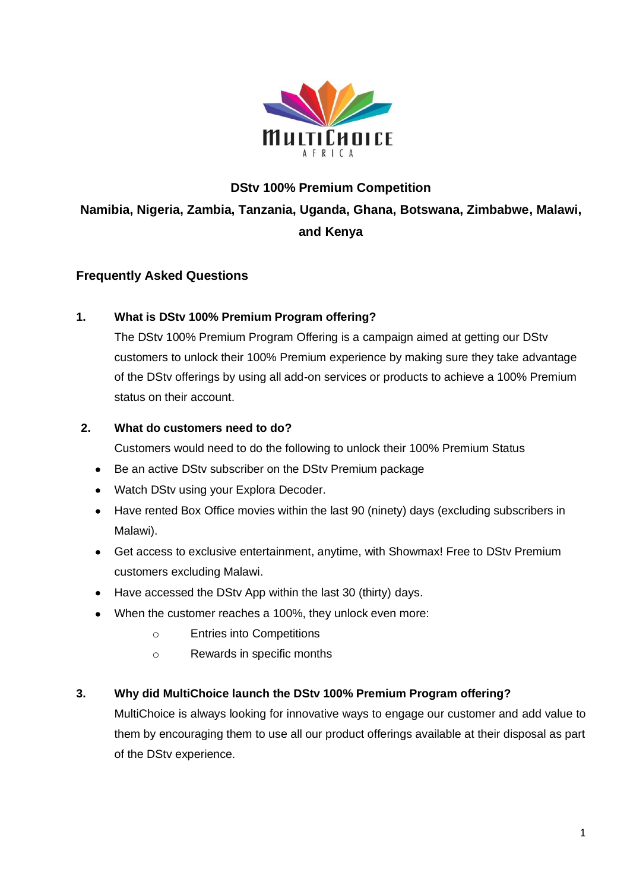**DStv 100% Premium Competition**

**Namibia, Nigeria, Zambia, Tanzania, Uganda, Ghana, Botswana, Zimbabwe, Malawi, and Kenya**

## Frequently Asked Questions

**1. What is DStv 100% Premium Program offering?**

The DStv 100% Premium Program Offering is a campaign aimed at getting our DStv customers to unlock their 100% Premium experience by making sure they take advantage of the DStv offerings by using all add-on services or products to achieve a 100% Premium status on their account.

**2. What do customers need to do?**

Customers would need to do the following to unlock their 100% Premium Status

- Be an active DStv subscriber on the DStv Premium package
- Watch DStv using your Explora Decoder.
- Have rented Box Office movies within the last 90 (ninety) days (excluding subscribers in Malawi).
- Get access to exclusive entertainment, anytime, with Showmax! Free to DStv Premium customers excluding Malawi.
- Have accessed the DStv App within the last 30 (thirty) days.
- When the customer reaches a 100%, they unlock even more:
  - Entries into Competitions
  - Rewards in specific months

**3. Why did MultiChoice launch the DStv 100% Premium Program offering?**

MultiChoice is always looking for innovative ways to engage our customer and add value to them by encouraging them to use all our product offerings available at their disposal as part of the DStv experience.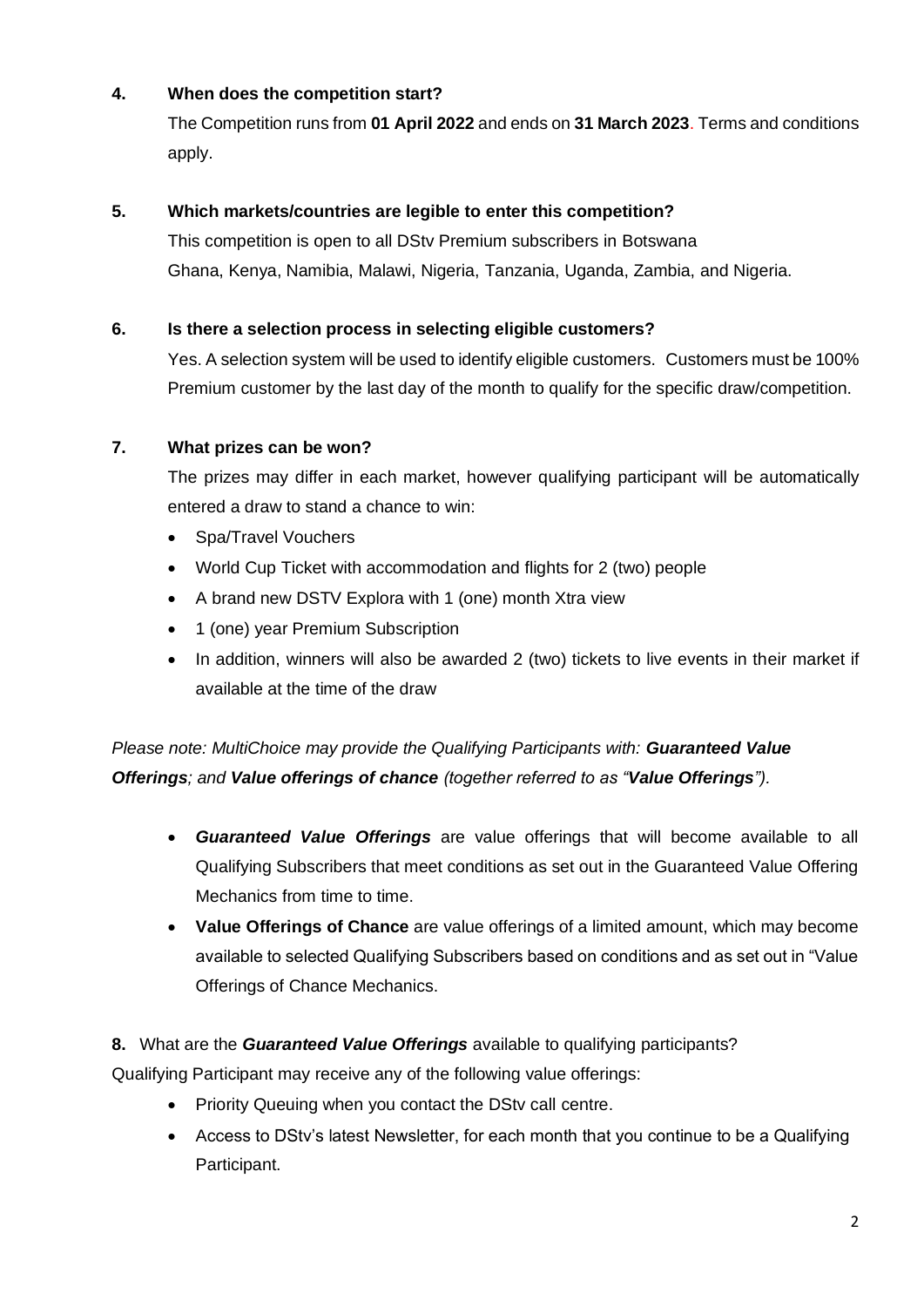**4. When does the competition start?**

The Competition runs from **01 April 2022** and ends on **31 March 2023**. Terms and conditions apply.

**5. Which markets/countries are legible to enter this competition?**

This competition is open to all DStv Premium subscribers in Botswana Ghana, Kenya, Namibia, Malawi, Nigeria, Tanzania, Uganda, Zambia, and Nigeria.

**6. Is there a selection process in selecting eligible customers?**

Yes. A selection system will be used to identify eligible customers. Customers must be 100% Premium customer by the last day of the month to qualify for the specific draw/competition.

**7. What prizes can be won?**

The prizes may differ in each market, however qualifying participant will be automatically entered a draw to stand a chance to win:

- Spa/Travel Vouchers
- World Cup Ticket with accommodation and flights for 2 (two) people
- A brand new DSTV Explora with 1 (one) month Xtra view
- 1 (one) year Premium Subscription
- In addition, winners will also be awarded 2 (two) tickets to live events in their market if available at the time of the draw

*Please note: MultiChoice may provide the Qualifying Participants with: **Guaranteed Value Offerings**; and **Value offerings of chance** (together referred to as "**Value Offerings**").*

- ***Guaranteed Value Offerings*** are value offerings that will become available to all Qualifying Subscribers that meet conditions as set out in the Guaranteed Value Offering Mechanics from time to time.
- **Value Offerings of Chance** are value offerings of a limited amount, which may become available to selected Qualifying Subscribers based on conditions and as set out in "Value Offerings of Chance Mechanics.

**8.** What are the ***Guaranteed Value Offerings*** available to qualifying participants?

Qualifying Participant may receive any of the following value offerings:

- Priority Queuing when you contact the DStv call centre.
- Access to DStv's latest Newsletter, for each month that you continue to be a Qualifying Participant.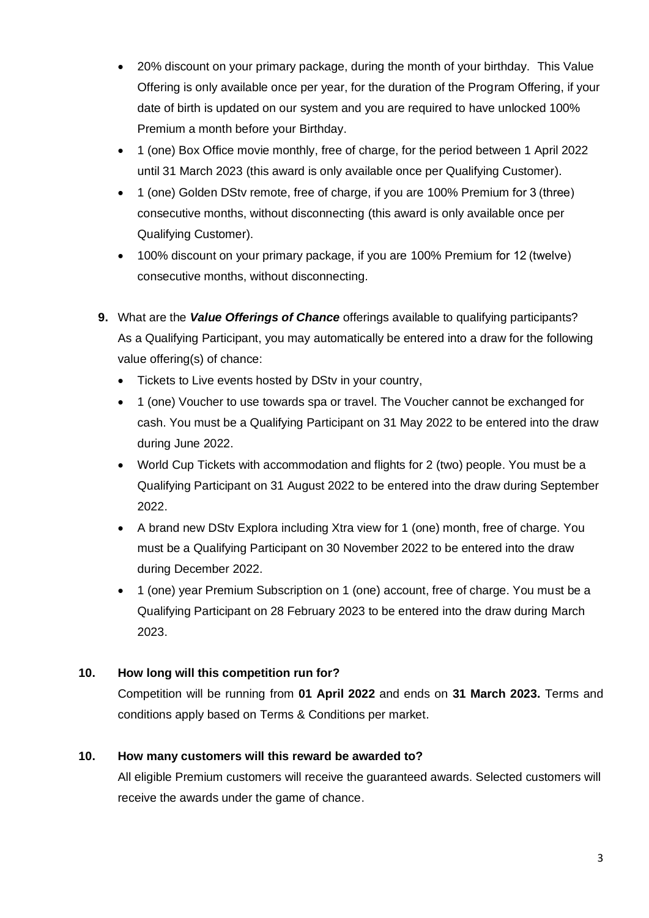- 20% discount on your primary package, during the month of your birthday. This Value Offering is only available once per year, for the duration of the Program Offering, if your date of birth is updated on our system and you are required to have unlocked 100% Premium a month before your Birthday.
- 1 (one) Box Office movie monthly, free of charge, for the period between 1 April 2022 until 31 March 2023 (this award is only available once per Qualifying Customer).
- 1 (one) Golden DStv remote, free of charge, if you are 100% Premium for 3 (three) consecutive months, without disconnecting (this award is only available once per Qualifying Customer).
- 100% discount on your primary package, if you are 100% Premium for 12 (twelve) consecutive months, without disconnecting.

**9.** What are the ***Value Offerings of Chance*** offerings available to qualifying participants? As a Qualifying Participant, you may automatically be entered into a draw for the following value offering(s) of chance:

- Tickets to Live events hosted by DStv in your country,
- 1 (one) Voucher to use towards spa or travel. The Voucher cannot be exchanged for cash. You must be a Qualifying Participant on 31 May 2022 to be entered into the draw during June 2022.
- World Cup Tickets with accommodation and flights for 2 (two) people. You must be a Qualifying Participant on 31 August 2022 to be entered into the draw during September 2022.
- A brand new DStv Explora including Xtra view for 1 (one) month, free of charge. You must be a Qualifying Participant on 30 November 2022 to be entered into the draw during December 2022.
- 1 (one) year Premium Subscription on 1 (one) account, free of charge. You must be a Qualifying Participant on 28 February 2023 to be entered into the draw during March 2023.

**10. How long will this competition run for?**

Competition will be running from **01 April 2022** and ends on **31 March 2023.** Terms and conditions apply based on Terms & Conditions per market.

**10. How many customers will this reward be awarded to?**

All eligible Premium customers will receive the guaranteed awards. Selected customers will receive the awards under the game of chance.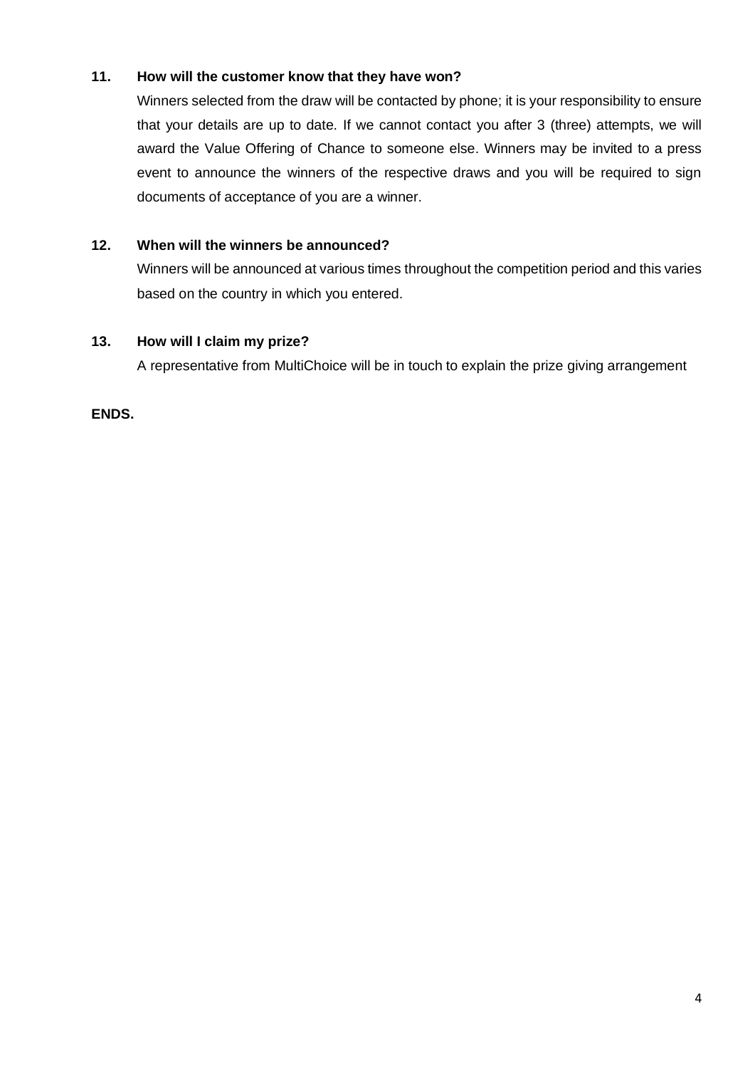**11. How will the customer know that they have won?**

Winners selected from the draw will be contacted by phone; it is your responsibility to ensure that your details are up to date. If we cannot contact you after 3 (three) attempts, we will award the Value Offering of Chance to someone else. Winners may be invited to a press event to announce the winners of the respective draws and you will be required to sign documents of acceptance of you are a winner.

**12. When will the winners be announced?**

Winners will be announced at various times throughout the competition period and this varies based on the country in which you entered.

**13. How will I claim my prize?**

A representative from MultiChoice will be in touch to explain the prize giving arrangement

**ENDS.**